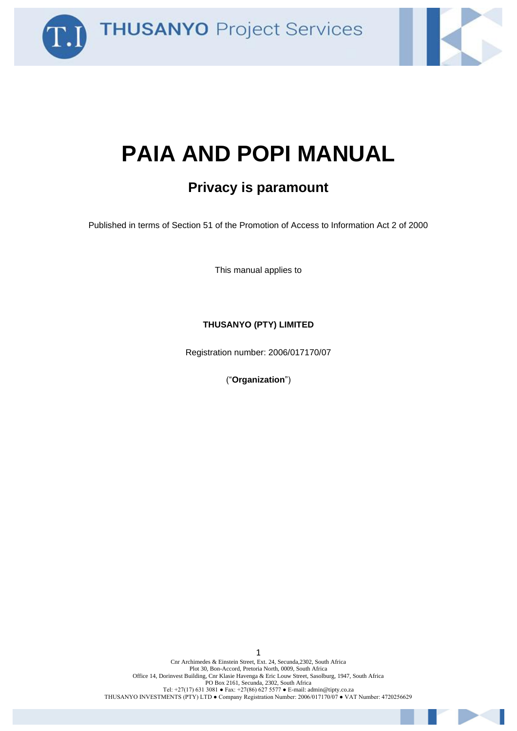# PAIA AND POPI MANUAL

## Privacy is paramount

Published in terms of Section 51 of the Promotion of Access to Information Act 2 of 2000

This manual applies to

**THUSANYO (PTY) LIMITED**

Registration number: 2006/017170/07

("**Organization**")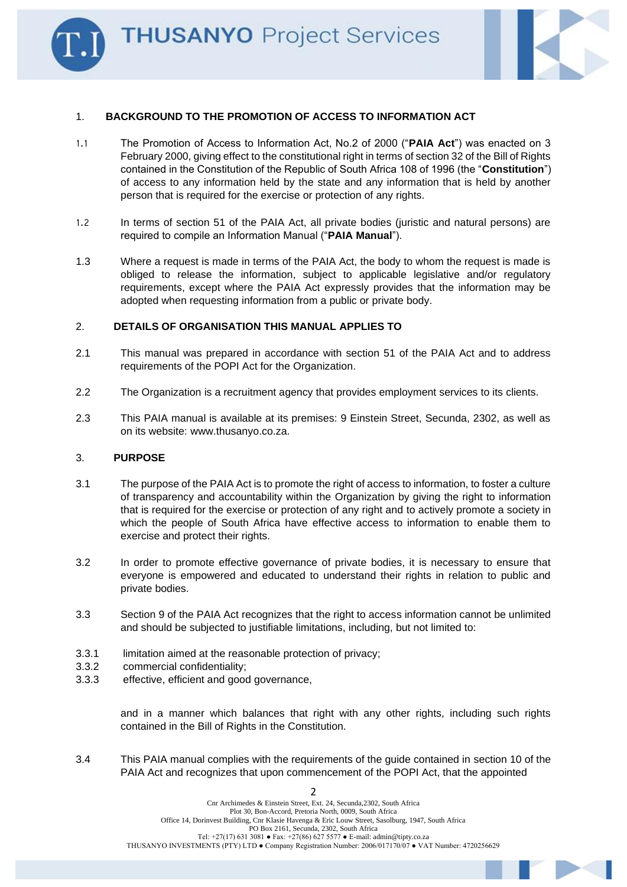## 1. BACKGROUND TO THE PROMOTION OF ACCESS TO INFORMATION ACT

1.1 The Promotion of Access to Information Act, No.2 of 2000 ("**PAIA Act**") was enacted on 3 February 2000, giving effect to the constitutional right in terms of section 32 of the Bill of Rights contained in the Constitution of the Republic of South Africa 108 of 1996 (the "**Constitution**") of access to any information held by the state and any information that is held by another person that is required for the exercise or protection of any rights.

1.2 In terms of section 51 of the PAIA Act, all private bodies (juristic and natural persons) are required to compile an Information Manual ("**PAIA Manual**").

1.3 Where a request is made in terms of the PAIA Act, the body to whom the request is made is obliged to release the information, subject to applicable legislative and/or regulatory requirements, except where the PAIA Act expressly provides that the information may be adopted when requesting information from a public or private body.

## 2. DETAILS OF ORGANISATION THIS MANUAL APPLIES TO

2.1 This manual was prepared in accordance with section 51 of the PAIA Act and to address requirements of the POPI Act for the Organization.

2.2 The Organization is a recruitment agency that provides employment services to its clients.

2.3 This PAIA manual is available at its premises: 9 Einstein Street, Secunda, 2302, as well as on its website: www.thusanyo.co.za.

## 3. PURPOSE

3.1 The purpose of the PAIA Act is to promote the right of access to information, to foster a culture of transparency and accountability within the Organization by giving the right to information that is required for the exercise or protection of any right and to actively promote a society in which the people of South Africa have effective access to information to enable them to exercise and protect their rights.

3.2 In order to promote effective governance of private bodies, it is necessary to ensure that everyone is empowered and educated to understand their rights in relation to public and private bodies.

3.3 Section 9 of the PAIA Act recognizes that the right to access information cannot be unlimited and should be subjected to justifiable limitations, including, but not limited to:

3.3.1 limitation aimed at the reasonable protection of privacy;
3.3.2 commercial confidentiality;
3.3.3 effective, efficient and good governance,

and in a manner which balances that right with any other rights, including such rights contained in the Bill of Rights in the Constitution.

3.4 This PAIA manual complies with the requirements of the guide contained in section 10 of the PAIA Act and recognizes that upon commencement of the POPI Act, that the appointed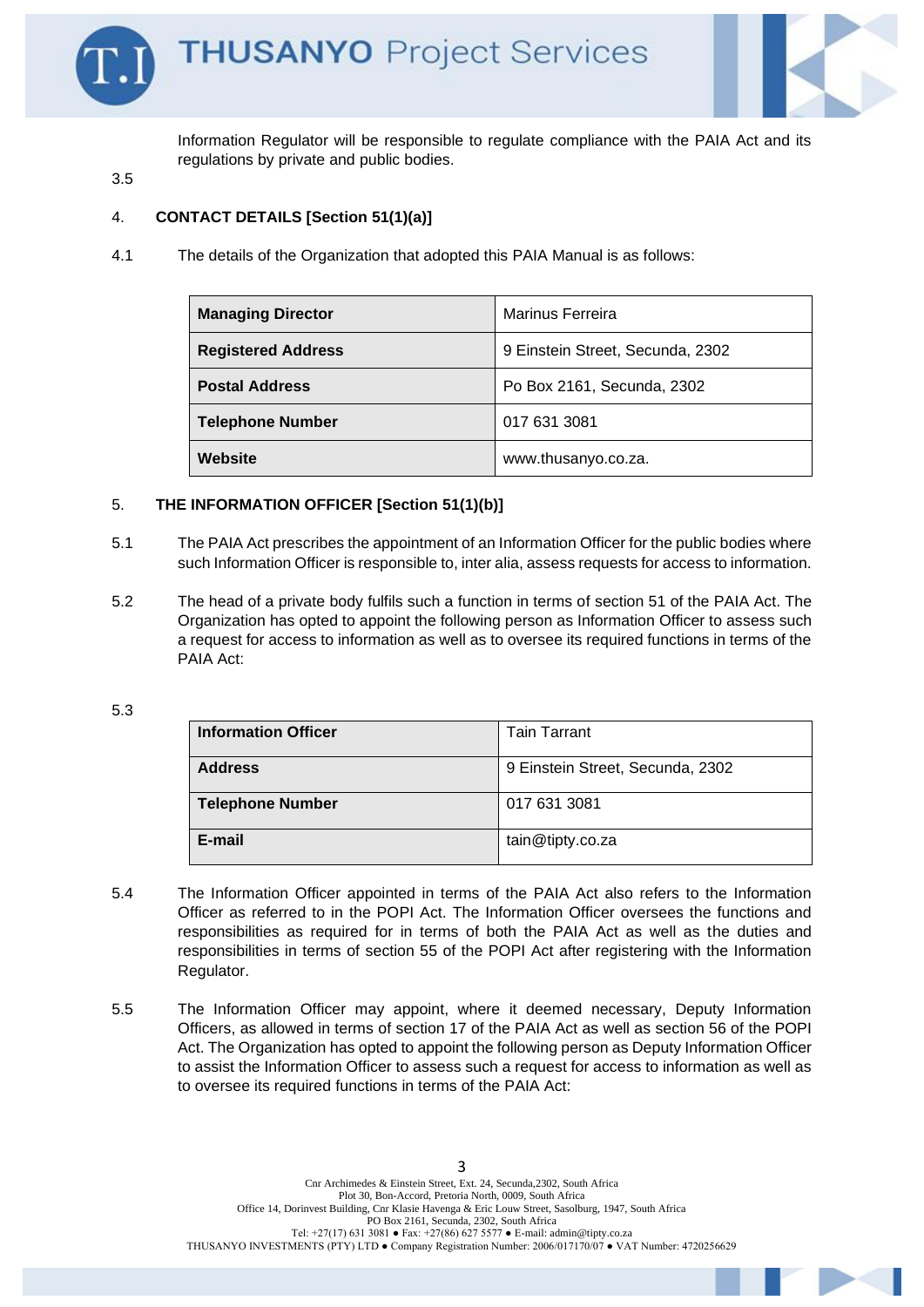Information Regulator will be responsible to regulate compliance with the PAIA Act and its regulations by private and public bodies.

3.5

4. **CONTACT DETAILS [Section 51(1)(a)]**

4.1 The details of the Organization that adopted this PAIA Manual is as follows:

| **Managing Director** | Marinus Ferreira |
|---|---|
| **Registered Address** | 9 Einstein Street, Secunda, 2302 |
| **Postal Address** | Po Box 2161, Secunda, 2302 |
| **Telephone Number** | 017 631 3081 |
| **Website** | www.thusanyo.co.za. |

5. **THE INFORMATION OFFICER [Section 51(1)(b)]**

5.1 The PAIA Act prescribes the appointment of an Information Officer for the public bodies where such Information Officer is responsible to, inter alia, assess requests for access to information.

5.2 The head of a private body fulfils such a function in terms of section 51 of the PAIA Act. The Organization has opted to appoint the following person as Information Officer to assess such a request for access to information as well as to oversee its required functions in terms of the PAIA Act:

5.3

| **Information Officer** | Tain Tarrant |
|---|---|
| **Address** | 9 Einstein Street, Secunda, 2302 |
| **Telephone Number** | 017 631 3081 |
| **E-mail** | tain@tipty.co.za |

5.4 The Information Officer appointed in terms of the PAIA Act also refers to the Information Officer as referred to in the POPI Act. The Information Officer oversees the functions and responsibilities as required for in terms of both the PAIA Act as well as the duties and responsibilities in terms of section 55 of the POPI Act after registering with the Information Regulator.

5.5 The Information Officer may appoint, where it deemed necessary, Deputy Information Officers, as allowed in terms of section 17 of the PAIA Act as well as section 56 of the POPI Act. The Organization has opted to appoint the following person as Deputy Information Officer to assist the Information Officer to assess such a request for access to information as well as to oversee its required functions in terms of the PAIA Act: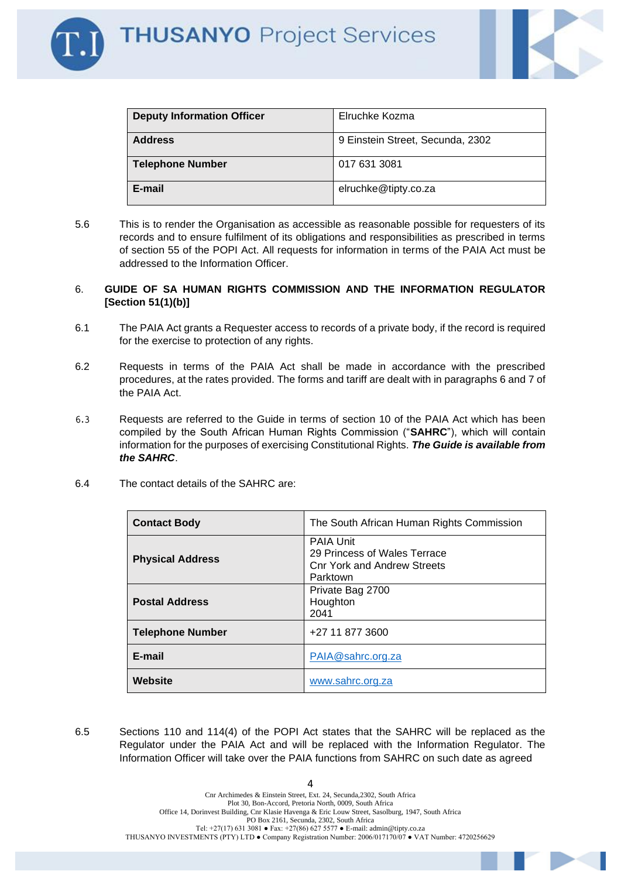| Deputy Information Officer | Elruchke Kozma |
|---|---|
| **Address** | 9 Einstein Street, Secunda, 2302 |
| **Telephone Number** | 017 631 3081 |
| **E-mail** | elruchke@tipty.co.za |

5.6 This is to render the Organisation as accessible as reasonable possible for requesters of its records and to ensure fulfilment of its obligations and responsibilities as prescribed in terms of section 55 of the POPI Act. All requests for information in terms of the PAIA Act must be addressed to the Information Officer.

## 6. GUIDE OF SA HUMAN RIGHTS COMMISSION AND THE INFORMATION REGULATOR [Section 51(1)(b)]

6.1 The PAIA Act grants a Requester access to records of a private body, if the record is required for the exercise to protection of any rights.

6.2 Requests in terms of the PAIA Act shall be made in accordance with the prescribed procedures, at the rates provided. The forms and tariff are dealt with in paragraphs 6 and 7 of the PAIA Act.

6.3 Requests are referred to the Guide in terms of section 10 of the PAIA Act which has been compiled by the South African Human Rights Commission ("**SAHRC**"), which will contain information for the purposes of exercising Constitutional Rights. ***The Guide is available from the SAHRC***.

6.4 The contact details of the SAHRC are:

| Contact Body | The South African Human Rights Commission |
|---|---|
| **Physical Address** | PAIA Unit<br>29 Princess of Wales Terrace<br>Cnr York and Andrew Streets<br>Parktown |
| **Postal Address** | Private Bag 2700<br>Houghton<br>2041 |
| **Telephone Number** | +27 11 877 3600 |
| **E-mail** | PAIA@sahrc.org.za |
| **Website** | www.sahrc.org.za |

6.5 Sections 110 and 114(4) of the POPI Act states that the SAHRC will be replaced as the Regulator under the PAIA Act and will be replaced with the Information Regulator. The Information Officer will take over the PAIA functions from SAHRC on such date as agreed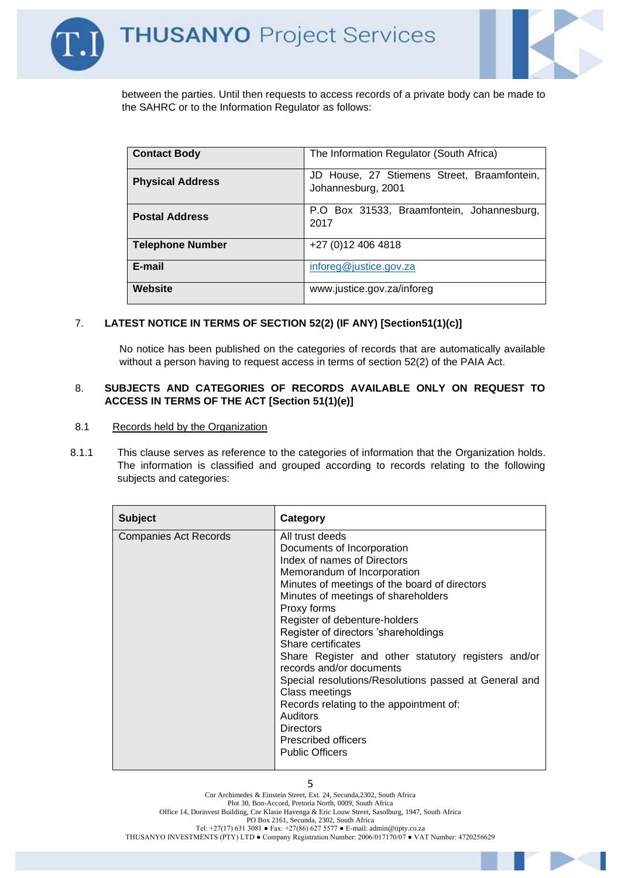between the parties. Until then requests to access records of a private body can be made to the SAHRC or to the Information Regulator as follows:

| **Contact Body** | The Information Regulator (South Africa) |
|---|---|
| **Physical Address** | JD House, 27 Stiemens Street, Braamfontein, Johannesburg, 2001 |
| **Postal Address** | P.O Box 31533, Braamfontein, Johannesburg, 2017 |
| **Telephone Number** | +27 (0)12 406 4818 |
| **E-mail** | inforeg@justice.gov.za |
| **Website** | www.justice.gov.za/inforeg |

## 7. LATEST NOTICE IN TERMS OF SECTION 52(2) (IF ANY) [Section51(1)(c)]

No notice has been published on the categories of records that are automatically available without a person having to request access in terms of section 52(2) of the PAIA Act.

## 8. SUBJECTS AND CATEGORIES OF RECORDS AVAILABLE ONLY ON REQUEST TO ACCESS IN TERMS OF THE ACT [Section 51(1)(e)]

### 8.1 Records held by the Organization

8.1.1 This clause serves as reference to the categories of information that the Organization holds. The information is classified and grouped according to records relating to the following subjects and categories:

| **Subject** | **Category** |
|---|---|
| Companies Act Records | All trust deeds<br>Documents of Incorporation<br>Index of names of Directors<br>Memorandum of Incorporation<br>Minutes of meetings of the board of directors<br>Minutes of meetings of shareholders<br>Proxy forms<br>Register of debenture-holders<br>Register of directors 'shareholdings<br>Share certificates<br>Share Register and other statutory registers and/or records and/or documents<br>Special resolutions/Resolutions passed at General and Class meetings<br>Records relating to the appointment of:<br>Auditors<br>Directors<br>Prescribed officers<br>Public Officers |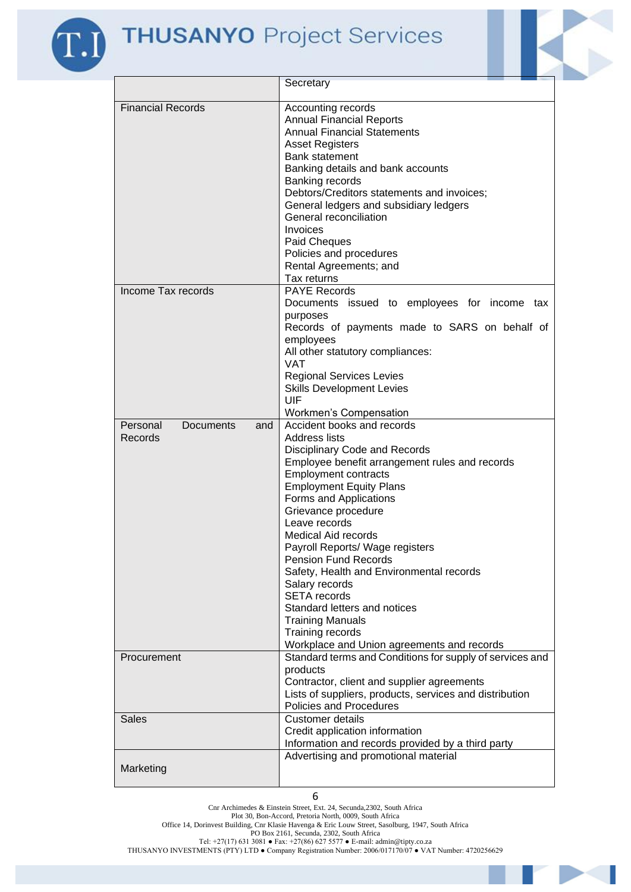| | |
|---|---|
| | Secretary |
| Financial Records | Accounting records<br>Annual Financial Reports<br>Annual Financial Statements<br>Asset Registers<br>Bank statement<br>Banking details and bank accounts<br>Banking records<br>Debtors/Creditors statements and invoices;<br>General ledgers and subsidiary ledgers<br>General reconciliation<br>Invoices<br>Paid Cheques<br>Policies and procedures<br>Rental Agreements; and<br>Tax returns |
| Income Tax records | PAYE Records<br>Documents issued to employees for income tax purposes<br>Records of payments made to SARS on behalf of employees<br>All other statutory compliances:<br>VAT<br>Regional Services Levies<br>Skills Development Levies<br>UIF<br>Workmen's Compensation |
| Personal Documents and Records | Accident books and records<br>Address lists<br>Disciplinary Code and Records<br>Employee benefit arrangement rules and records<br>Employment contracts<br>Employment Equity Plans<br>Forms and Applications<br>Grievance procedure<br>Leave records<br>Medical Aid records<br>Payroll Reports/ Wage registers<br>Pension Fund Records<br>Safety, Health and Environmental records<br>Salary records<br>SETA records<br>Standard letters and notices<br>Training Manuals<br>Training records<br>Workplace and Union agreements and records |
| Procurement | Standard terms and Conditions for supply of services and products<br>Contractor, client and supplier agreements<br>Lists of suppliers, products, services and distribution<br>Policies and Procedures |
| Sales | Customer details<br>Credit application information<br>Information and records provided by a third party |
| Marketing | Advertising and promotional material |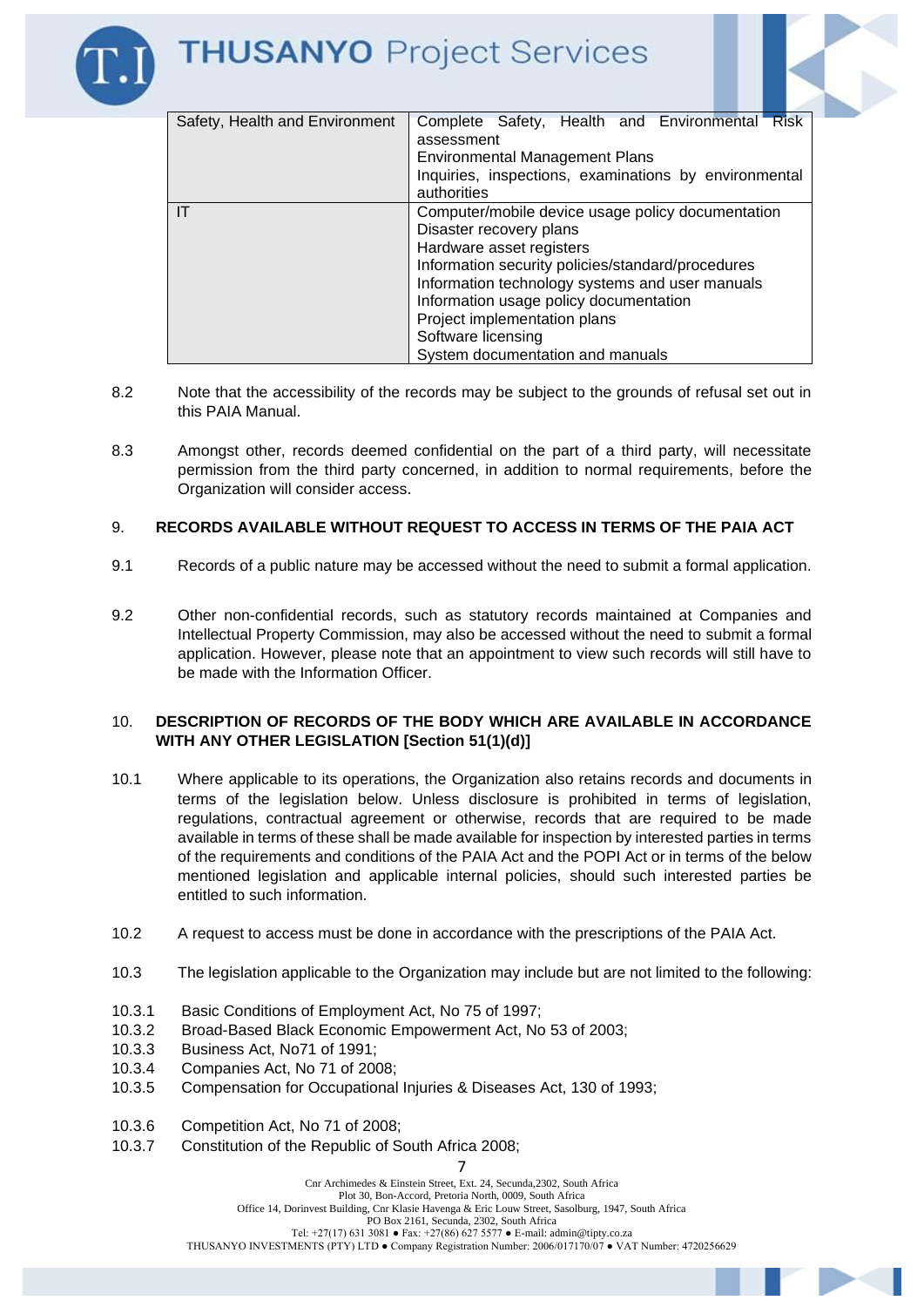| Safety, Health and Environment | Complete Safety, Health and Environmental Risk assessment<br>Environmental Management Plans<br>Inquiries, inspections, examinations by environmental authorities |
|---|---|
| IT | Computer/mobile device usage policy documentation<br>Disaster recovery plans<br>Hardware asset registers<br>Information security policies/standard/procedures<br>Information technology systems and user manuals<br>Information usage policy documentation<br>Project implementation plans<br>Software licensing<br>System documentation and manuals |

8.2 Note that the accessibility of the records may be subject to the grounds of refusal set out in this PAIA Manual.

8.3 Amongst other, records deemed confidential on the part of a third party, will necessitate permission from the third party concerned, in addition to normal requirements, before the Organization will consider access.

## 9. RECORDS AVAILABLE WITHOUT REQUEST TO ACCESS IN TERMS OF THE PAIA ACT

9.1 Records of a public nature may be accessed without the need to submit a formal application.

9.2 Other non-confidential records, such as statutory records maintained at Companies and Intellectual Property Commission, may also be accessed without the need to submit a formal application. However, please note that an appointment to view such records will still have to be made with the Information Officer.

## 10. DESCRIPTION OF RECORDS OF THE BODY WHICH ARE AVAILABLE IN ACCORDANCE WITH ANY OTHER LEGISLATION [Section 51(1)(d)]

10.1 Where applicable to its operations, the Organization also retains records and documents in terms of the legislation below. Unless disclosure is prohibited in terms of legislation, regulations, contractual agreement or otherwise, records that are required to be made available in terms of these shall be made available for inspection by interested parties in terms of the requirements and conditions of the PAIA Act and the POPI Act or in terms of the below mentioned legislation and applicable internal policies, should such interested parties be entitled to such information.

10.2 A request to access must be done in accordance with the prescriptions of the PAIA Act.

10.3 The legislation applicable to the Organization may include but are not limited to the following:

10.3.1 Basic Conditions of Employment Act, No 75 of 1997;
10.3.2 Broad-Based Black Economic Empowerment Act, No 53 of 2003;
10.3.3 Business Act, No71 of 1991;
10.3.4 Companies Act, No 71 of 2008;
10.3.5 Compensation for Occupational Injuries & Diseases Act, 130 of 1993;

10.3.6 Competition Act, No 71 of 2008;
10.3.7 Constitution of the Republic of South Africa 2008;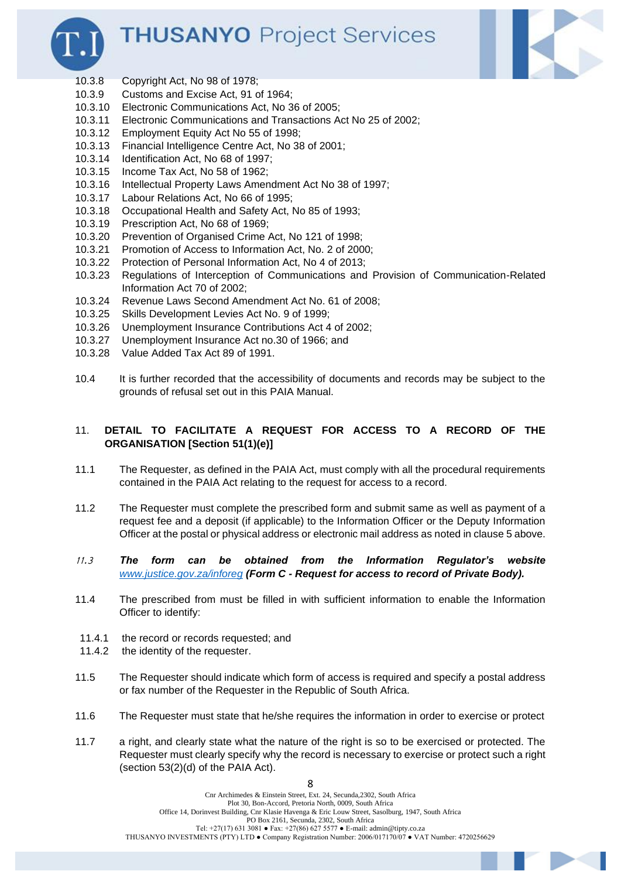10.3.8 Copyright Act, No 98 of 1978;
10.3.9 Customs and Excise Act, 91 of 1964;
10.3.10 Electronic Communications Act, No 36 of 2005;
10.3.11 Electronic Communications and Transactions Act No 25 of 2002;
10.3.12 Employment Equity Act No 55 of 1998;
10.3.13 Financial Intelligence Centre Act, No 38 of 2001;
10.3.14 Identification Act, No 68 of 1997;
10.3.15 Income Tax Act, No 58 of 1962;
10.3.16 Intellectual Property Laws Amendment Act No 38 of 1997;
10.3.17 Labour Relations Act, No 66 of 1995;
10.3.18 Occupational Health and Safety Act, No 85 of 1993;
10.3.19 Prescription Act, No 68 of 1969;
10.3.20 Prevention of Organised Crime Act, No 121 of 1998;
10.3.21 Promotion of Access to Information Act, No. 2 of 2000;
10.3.22 Protection of Personal Information Act, No 4 of 2013;
10.3.23 Regulations of Interception of Communications and Provision of Communication-Related Information Act 70 of 2002;
10.3.24 Revenue Laws Second Amendment Act No. 61 of 2008;
10.3.25 Skills Development Levies Act No. 9 of 1999;
10.3.26 Unemployment Insurance Contributions Act 4 of 2002;
10.3.27 Unemployment Insurance Act no.30 of 1966; and
10.3.28 Value Added Tax Act 89 of 1991.

10.4 It is further recorded that the accessibility of documents and records may be subject to the grounds of refusal set out in this PAIA Manual.

## 11. DETAIL TO FACILITATE A REQUEST FOR ACCESS TO A RECORD OF THE ORGANISATION [Section 51(1)(e)]

11.1 The Requester, as defined in the PAIA Act, must comply with all the procedural requirements contained in the PAIA Act relating to the request for access to a record.

11.2 The Requester must complete the prescribed form and submit same as well as payment of a request fee and a deposit (if applicable) to the Information Officer or the Deputy Information Officer at the postal or physical address or electronic mail address as noted in clause 5 above.

*11.3* ***The form can be obtained from the Information Regulator's website*** *www.justice.gov.za/inforeg* ***(Form C - Request for access to record of Private Body).***

11.4 The prescribed from must be filled in with sufficient information to enable the Information Officer to identify:

11.4.1 the record or records requested; and
11.4.2 the identity of the requester.

11.5 The Requester should indicate which form of access is required and specify a postal address or fax number of the Requester in the Republic of South Africa.

11.6 The Requester must state that he/she requires the information in order to exercise or protect

11.7 a right, and clearly state what the nature of the right is so to be exercised or protected. The Requester must clearly specify why the record is necessary to exercise or protect such a right (section 53(2)(d) of the PAIA Act).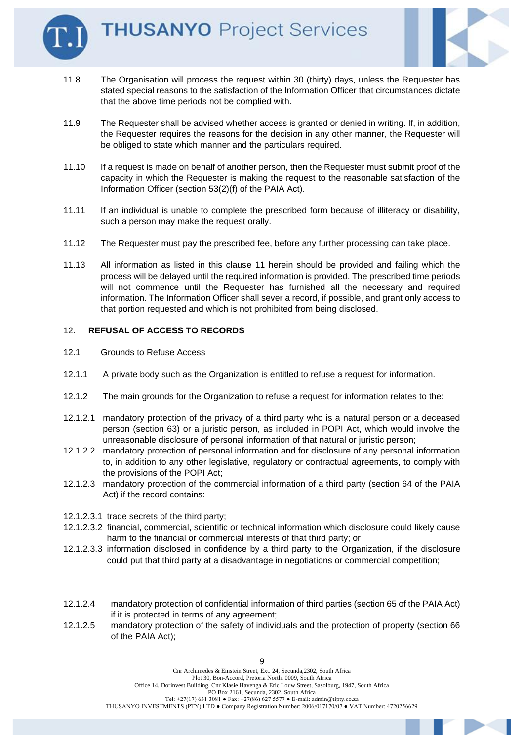11.8 The Organisation will process the request within 30 (thirty) days, unless the Requester has stated special reasons to the satisfaction of the Information Officer that circumstances dictate that the above time periods not be complied with.

11.9 The Requester shall be advised whether access is granted or denied in writing. If, in addition, the Requester requires the reasons for the decision in any other manner, the Requester will be obliged to state which manner and the particulars required.

11.10 If a request is made on behalf of another person, then the Requester must submit proof of the capacity in which the Requester is making the request to the reasonable satisfaction of the Information Officer (section 53(2)(f) of the PAIA Act).

11.11 If an individual is unable to complete the prescribed form because of illiteracy or disability, such a person may make the request orally.

11.12 The Requester must pay the prescribed fee, before any further processing can take place.

11.13 All information as listed in this clause 11 herein should be provided and failing which the process will be delayed until the required information is provided. The prescribed time periods will not commence until the Requester has furnished all the necessary and required information. The Information Officer shall sever a record, if possible, and grant only access to that portion requested and which is not prohibited from being disclosed.

## 12. **REFUSAL OF ACCESS TO RECORDS**

12.1 Grounds to Refuse Access

12.1.1 A private body such as the Organization is entitled to refuse a request for information.

12.1.2 The main grounds for the Organization to refuse a request for information relates to the:

12.1.2.1 mandatory protection of the privacy of a third party who is a natural person or a deceased person (section 63) or a juristic person, as included in POPI Act, which would involve the unreasonable disclosure of personal information of that natural or juristic person;

12.1.2.2 mandatory protection of personal information and for disclosure of any personal information to, in addition to any other legislative, regulatory or contractual agreements, to comply with the provisions of the POPI Act;

12.1.2.3 mandatory protection of the commercial information of a third party (section 64 of the PAIA Act) if the record contains:

12.1.2.3.1 trade secrets of the third party;

12.1.2.3.2 financial, commercial, scientific or technical information which disclosure could likely cause harm to the financial or commercial interests of that third party; or

12.1.2.3.3 information disclosed in confidence by a third party to the Organization, if the disclosure could put that third party at a disadvantage in negotiations or commercial competition;

12.1.2.4 mandatory protection of confidential information of third parties (section 65 of the PAIA Act) if it is protected in terms of any agreement;

12.1.2.5 mandatory protection of the safety of individuals and the protection of property (section 66 of the PAIA Act);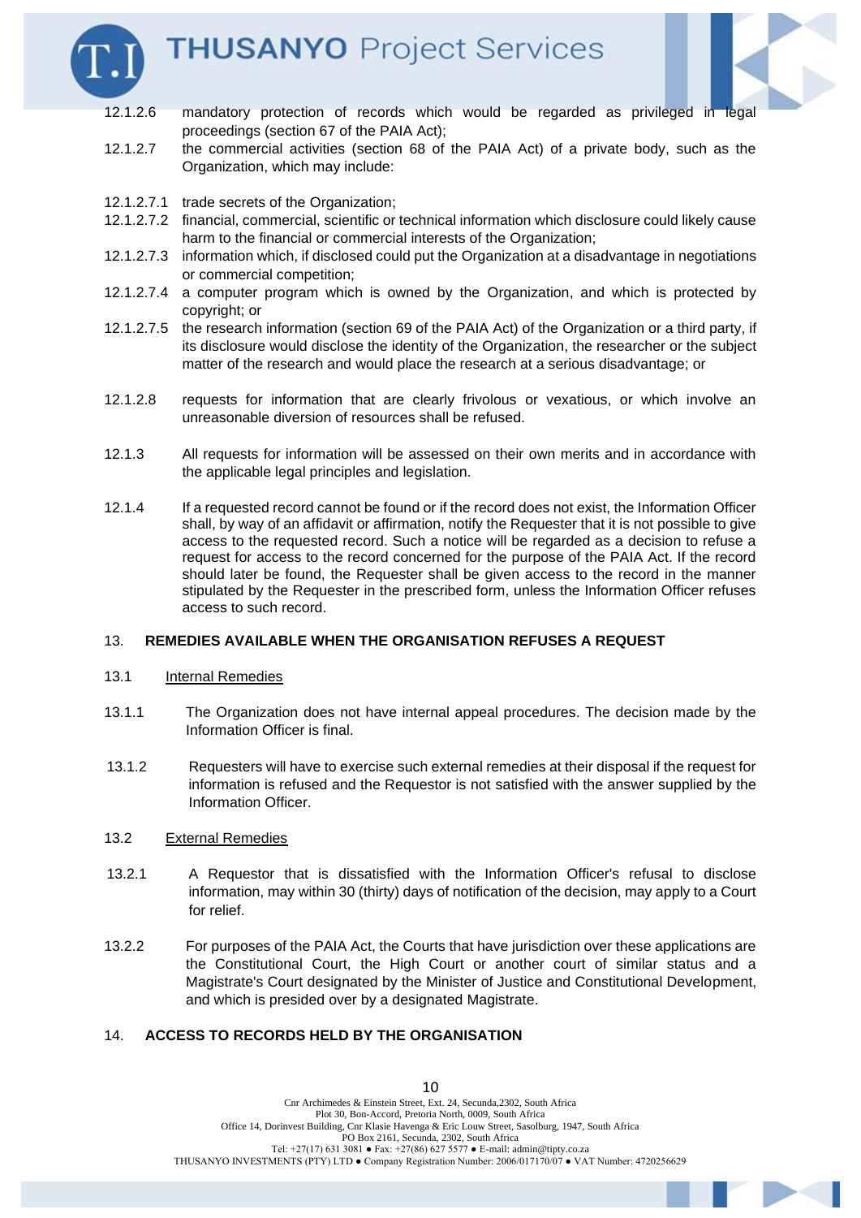12.1.2.6 mandatory protection of records which would be regarded as privileged in legal proceedings (section 67 of the PAIA Act);

12.1.2.7 the commercial activities (section 68 of the PAIA Act) of a private body, such as the Organization, which may include:

12.1.2.7.1 trade secrets of the Organization;

12.1.2.7.2 financial, commercial, scientific or technical information which disclosure could likely cause harm to the financial or commercial interests of the Organization;

12.1.2.7.3 information which, if disclosed could put the Organization at a disadvantage in negotiations or commercial competition;

12.1.2.7.4 a computer program which is owned by the Organization, and which is protected by copyright; or

12.1.2.7.5 the research information (section 69 of the PAIA Act) of the Organization or a third party, if its disclosure would disclose the identity of the Organization, the researcher or the subject matter of the research and would place the research at a serious disadvantage; or

12.1.2.8 requests for information that are clearly frivolous or vexatious, or which involve an unreasonable diversion of resources shall be refused.

12.1.3 All requests for information will be assessed on their own merits and in accordance with the applicable legal principles and legislation.

12.1.4 If a requested record cannot be found or if the record does not exist, the Information Officer shall, by way of an affidavit or affirmation, notify the Requester that it is not possible to give access to the requested record. Such a notice will be regarded as a decision to refuse a request for access to the record concerned for the purpose of the PAIA Act. If the record should later be found, the Requester shall be given access to the record in the manner stipulated by the Requester in the prescribed form, unless the Information Officer refuses access to such record.

## 13. REMEDIES AVAILABLE WHEN THE ORGANISATION REFUSES A REQUEST

### 13.1 Internal Remedies

13.1.1 The Organization does not have internal appeal procedures. The decision made by the Information Officer is final.

13.1.2 Requesters will have to exercise such external remedies at their disposal if the request for information is refused and the Requestor is not satisfied with the answer supplied by the Information Officer.

### 13.2 External Remedies

13.2.1 A Requestor that is dissatisfied with the Information Officer's refusal to disclose information, may within 30 (thirty) days of notification of the decision, may apply to a Court for relief.

13.2.2 For purposes of the PAIA Act, the Courts that have jurisdiction over these applications are the Constitutional Court, the High Court or another court of similar status and a Magistrate's Court designated by the Minister of Justice and Constitutional Development, and which is presided over by a designated Magistrate.

## 14. ACCESS TO RECORDS HELD BY THE ORGANISATION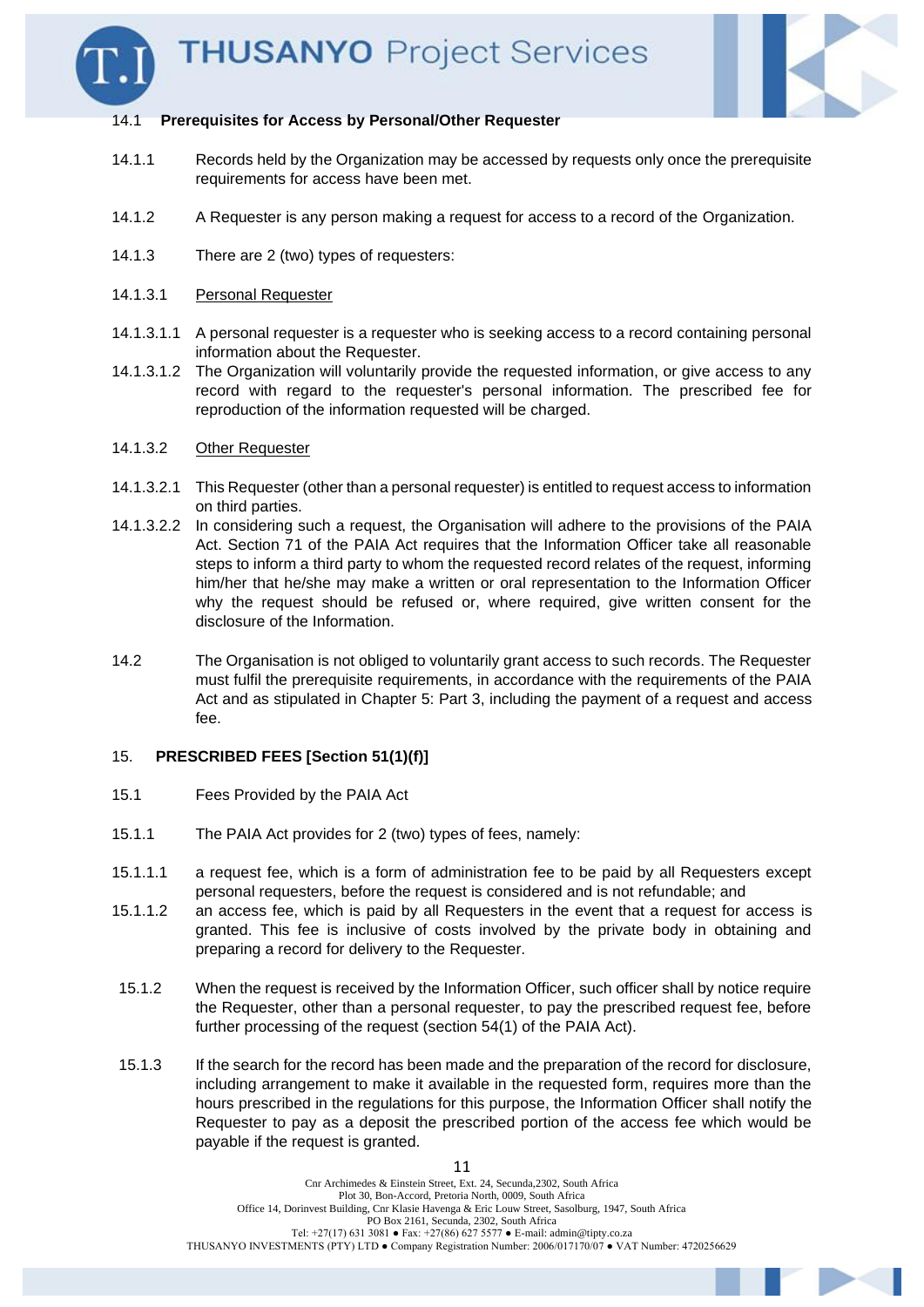14.1 **Prerequisites for Access by Personal/Other Requester**

14.1.1 Records held by the Organization may be accessed by requests only once the prerequisite requirements for access have been met.

14.1.2 A Requester is any person making a request for access to a record of the Organization.

14.1.3 There are 2 (two) types of requesters:

14.1.3.1 Personal Requester

14.1.3.1.1 A personal requester is a requester who is seeking access to a record containing personal information about the Requester.

14.1.3.1.2 The Organization will voluntarily provide the requested information, or give access to any record with regard to the requester's personal information. The prescribed fee for reproduction of the information requested will be charged.

14.1.3.2 Other Requester

14.1.3.2.1 This Requester (other than a personal requester) is entitled to request access to information on third parties.

14.1.3.2.2 In considering such a request, the Organisation will adhere to the provisions of the PAIA Act. Section 71 of the PAIA Act requires that the Information Officer take all reasonable steps to inform a third party to whom the requested record relates of the request, informing him/her that he/she may make a written or oral representation to the Information Officer why the request should be refused or, where required, give written consent for the disclosure of the Information.

14.2 The Organisation is not obliged to voluntarily grant access to such records. The Requester must fulfil the prerequisite requirements, in accordance with the requirements of the PAIA Act and as stipulated in Chapter 5: Part 3, including the payment of a request and access fee.

## 15. PRESCRIBED FEES [Section 51(1)(f)]

15.1 Fees Provided by the PAIA Act

15.1.1 The PAIA Act provides for 2 (two) types of fees, namely:

15.1.1.1 a request fee, which is a form of administration fee to be paid by all Requesters except personal requesters, before the request is considered and is not refundable; and

15.1.1.2 an access fee, which is paid by all Requesters in the event that a request for access is granted. This fee is inclusive of costs involved by the private body in obtaining and preparing a record for delivery to the Requester.

15.1.2 When the request is received by the Information Officer, such officer shall by notice require the Requester, other than a personal requester, to pay the prescribed request fee, before further processing of the request (section 54(1) of the PAIA Act).

15.1.3 If the search for the record has been made and the preparation of the record for disclosure, including arrangement to make it available in the requested form, requires more than the hours prescribed in the regulations for this purpose, the Information Officer shall notify the Requester to pay as a deposit the prescribed portion of the access fee which would be payable if the request is granted.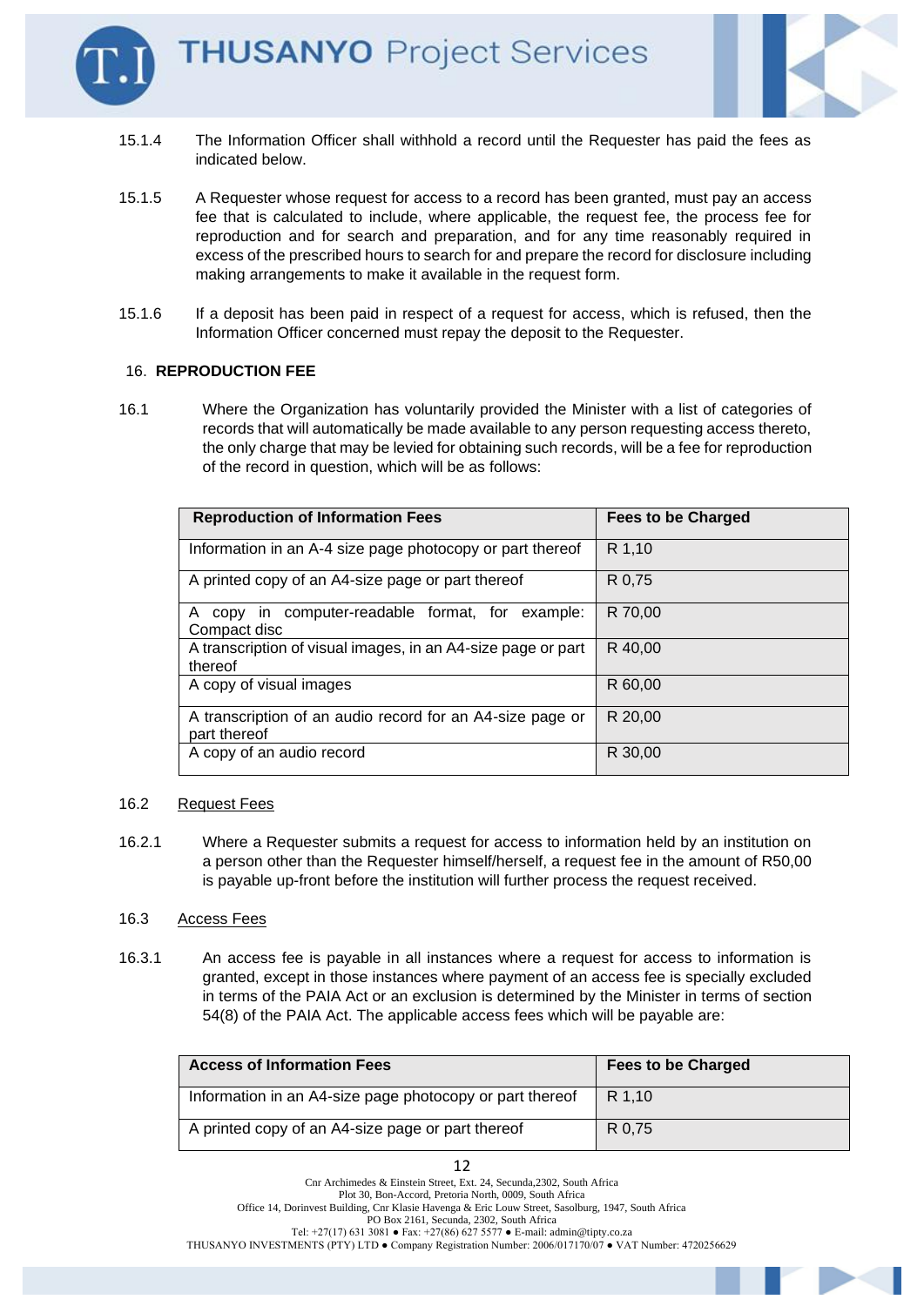15.1.4 The Information Officer shall withhold a record until the Requester has paid the fees as indicated below.

15.1.5 A Requester whose request for access to a record has been granted, must pay an access fee that is calculated to include, where applicable, the request fee, the process fee for reproduction and for search and preparation, and for any time reasonably required in excess of the prescribed hours to search for and prepare the record for disclosure including making arrangements to make it available in the request form.

15.1.6 If a deposit has been paid in respect of a request for access, which is refused, then the Information Officer concerned must repay the deposit to the Requester.

## 16. REPRODUCTION FEE

16.1 Where the Organization has voluntarily provided the Minister with a list of categories of records that will automatically be made available to any person requesting access thereto, the only charge that may be levied for obtaining such records, will be a fee for reproduction of the record in question, which will be as follows:

| Reproduction of Information Fees | Fees to be Charged |
|---|---|
| Information in an A-4 size page photocopy or part thereof | R 1,10 |
| A printed copy of an A4-size page or part thereof | R 0,75 |
| A copy in computer-readable format, for example: Compact disc | R 70,00 |
| A transcription of visual images, in an A4-size page or part thereof | R 40,00 |
| A copy of visual images | R 60,00 |
| A transcription of an audio record for an A4-size page or part thereof | R 20,00 |
| A copy of an audio record | R 30,00 |

16.2 <u>Request Fees</u>

16.2.1 Where a Requester submits a request for access to information held by an institution on a person other than the Requester himself/herself, a request fee in the amount of R50,00 is payable up-front before the institution will further process the request received.

16.3 <u>Access Fees</u>

16.3.1 An access fee is payable in all instances where a request for access to information is granted, except in those instances where payment of an access fee is specially excluded in terms of the PAIA Act or an exclusion is determined by the Minister in terms of section 54(8) of the PAIA Act. The applicable access fees which will be payable are:

| Access of Information Fees | Fees to be Charged |
|---|---|
| Information in an A4-size page photocopy or part thereof | R 1,10 |
| A printed copy of an A4-size page or part thereof | R 0,75 |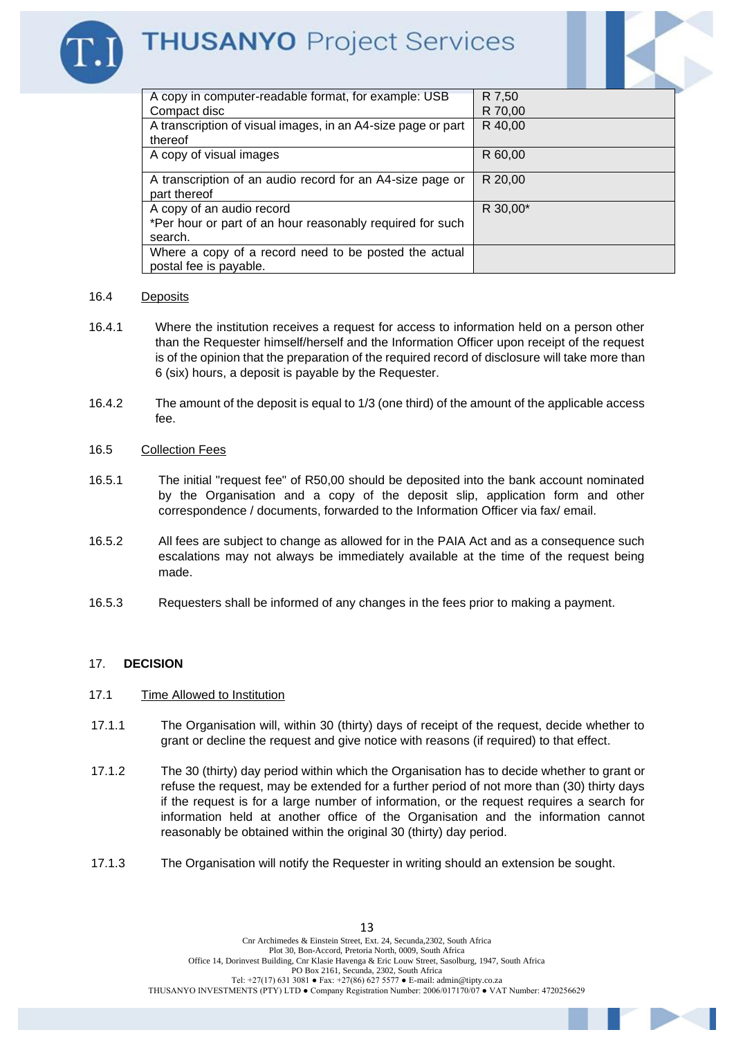| | |
|---|---|
| A copy in computer-readable format, for example: USB<br>Compact disc | R 7,50<br>R 70,00 |
| A transcription of visual images, in an A4-size page or part thereof | R 40,00 |
| A copy of visual images | R 60,00 |
| A transcription of an audio record for an A4-size page or part thereof | R 20,00 |
| A copy of an audio record<br>*Per hour or part of an hour reasonably required for such search. | R 30,00* |
| Where a copy of a record need to be posted the actual postal fee is payable. | |

16.4 Deposits

16.4.1 Where the institution receives a request for access to information held on a person other than the Requester himself/herself and the Information Officer upon receipt of the request is of the opinion that the preparation of the required record of disclosure will take more than 6 (six) hours, a deposit is payable by the Requester.

16.4.2 The amount of the deposit is equal to 1/3 (one third) of the amount of the applicable access fee.

16.5 Collection Fees

16.5.1 The initial "request fee" of R50,00 should be deposited into the bank account nominated by the Organisation and a copy of the deposit slip, application form and other correspondence / documents, forwarded to the Information Officer via fax/ email.

16.5.2 All fees are subject to change as allowed for in the PAIA Act and as a consequence such escalations may not always be immediately available at the time of the request being made.

16.5.3 Requesters shall be informed of any changes in the fees prior to making a payment.

## 17. DECISION

17.1 Time Allowed to Institution

17.1.1 The Organisation will, within 30 (thirty) days of receipt of the request, decide whether to grant or decline the request and give notice with reasons (if required) to that effect.

17.1.2 The 30 (thirty) day period within which the Organisation has to decide whether to grant or refuse the request, may be extended for a further period of not more than (30) thirty days if the request is for a large number of information, or the request requires a search for information held at another office of the Organisation and the information cannot reasonably be obtained within the original 30 (thirty) day period.

17.1.3 The Organisation will notify the Requester in writing should an extension be sought.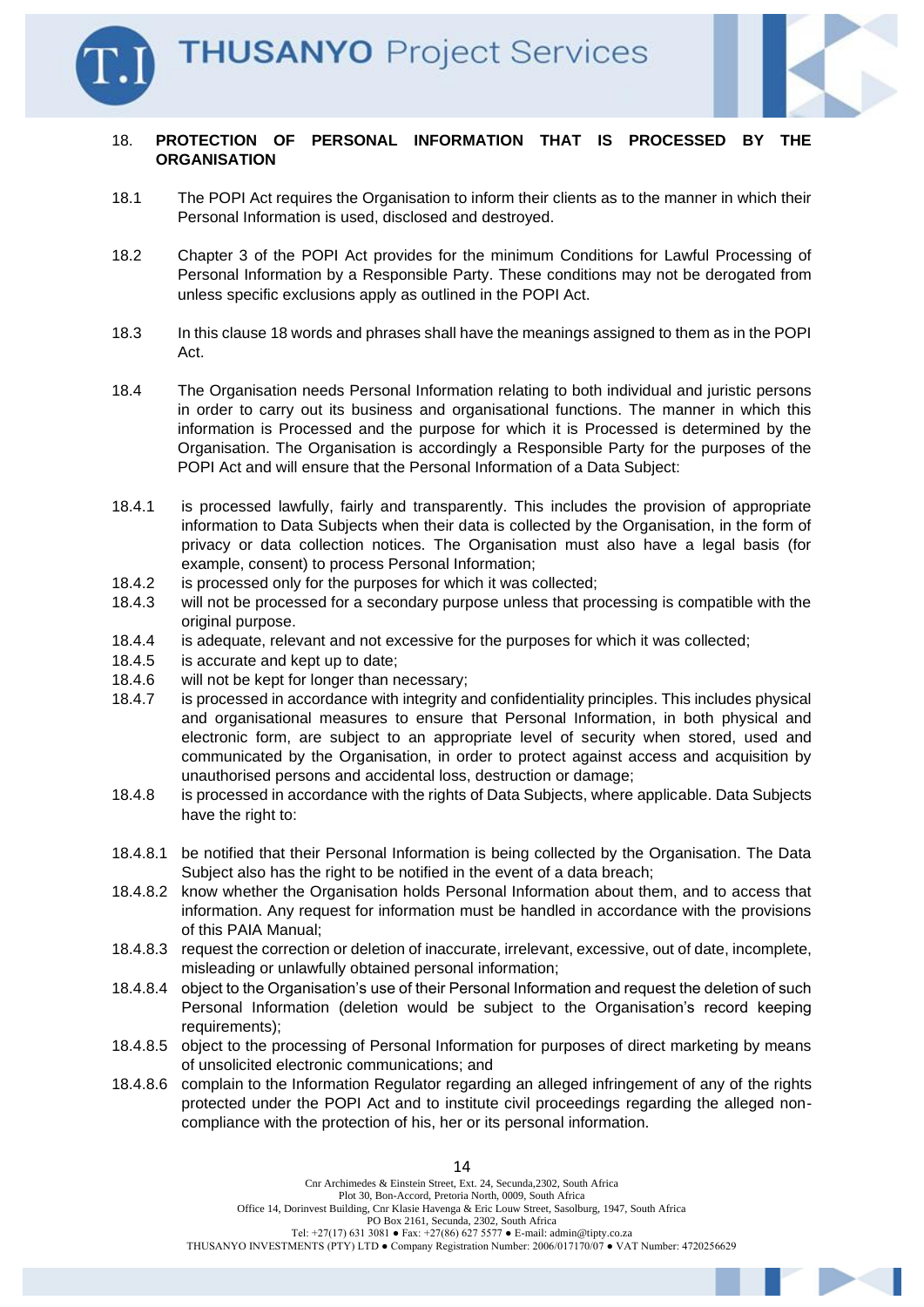## 18. PROTECTION OF PERSONAL INFORMATION THAT IS PROCESSED BY THE ORGANISATION

18.1 The POPI Act requires the Organisation to inform their clients as to the manner in which their Personal Information is used, disclosed and destroyed.

18.2 Chapter 3 of the POPI Act provides for the minimum Conditions for Lawful Processing of Personal Information by a Responsible Party. These conditions may not be derogated from unless specific exclusions apply as outlined in the POPI Act.

18.3 In this clause 18 words and phrases shall have the meanings assigned to them as in the POPI Act.

18.4 The Organisation needs Personal Information relating to both individual and juristic persons in order to carry out its business and organisational functions. The manner in which this information is Processed and the purpose for which it is Processed is determined by the Organisation. The Organisation is accordingly a Responsible Party for the purposes of the POPI Act and will ensure that the Personal Information of a Data Subject:

18.4.1 is processed lawfully, fairly and transparently. This includes the provision of appropriate information to Data Subjects when their data is collected by the Organisation, in the form of privacy or data collection notices. The Organisation must also have a legal basis (for example, consent) to process Personal Information;

18.4.2 is processed only for the purposes for which it was collected;

18.4.3 will not be processed for a secondary purpose unless that processing is compatible with the original purpose.

18.4.4 is adequate, relevant and not excessive for the purposes for which it was collected;

18.4.5 is accurate and kept up to date;

18.4.6 will not be kept for longer than necessary;

18.4.7 is processed in accordance with integrity and confidentiality principles. This includes physical and organisational measures to ensure that Personal Information, in both physical and electronic form, are subject to an appropriate level of security when stored, used and communicated by the Organisation, in order to protect against access and acquisition by unauthorised persons and accidental loss, destruction or damage;

18.4.8 is processed in accordance with the rights of Data Subjects, where applicable. Data Subjects have the right to:

18.4.8.1 be notified that their Personal Information is being collected by the Organisation. The Data Subject also has the right to be notified in the event of a data breach;

18.4.8.2 know whether the Organisation holds Personal Information about them, and to access that information. Any request for information must be handled in accordance with the provisions of this PAIA Manual;

18.4.8.3 request the correction or deletion of inaccurate, irrelevant, excessive, out of date, incomplete, misleading or unlawfully obtained personal information;

18.4.8.4 object to the Organisation's use of their Personal Information and request the deletion of such Personal Information (deletion would be subject to the Organisation's record keeping requirements);

18.4.8.5 object to the processing of Personal Information for purposes of direct marketing by means of unsolicited electronic communications; and

18.4.8.6 complain to the Information Regulator regarding an alleged infringement of any of the rights protected under the POPI Act and to institute civil proceedings regarding the alleged non-compliance with the protection of his, her or its personal information.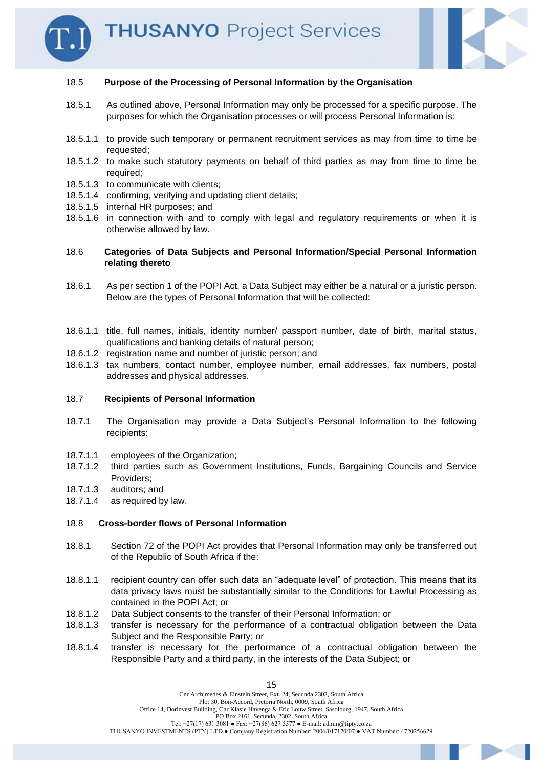### 18.5 Purpose of the Processing of Personal Information by the Organisation

18.5.1 As outlined above, Personal Information may only be processed for a specific purpose. The purposes for which the Organisation processes or will process Personal Information is:

18.5.1.1 to provide such temporary or permanent recruitment services as may from time to time be requested;
18.5.1.2 to make such statutory payments on behalf of third parties as may from time to time be required;
18.5.1.3 to communicate with clients;
18.5.1.4 confirming, verifying and updating client details;
18.5.1.5 internal HR purposes; and
18.5.1.6 in connection with and to comply with legal and regulatory requirements or when it is otherwise allowed by law.

### 18.6 Categories of Data Subjects and Personal Information/Special Personal Information relating thereto

18.6.1 As per section 1 of the POPI Act, a Data Subject may either be a natural or a juristic person. Below are the types of Personal Information that will be collected:

18.6.1.1 title, full names, initials, identity number/ passport number, date of birth, marital status, qualifications and banking details of natural person;
18.6.1.2 registration name and number of juristic person; and
18.6.1.3 tax numbers, contact number, employee number, email addresses, fax numbers, postal addresses and physical addresses.

### 18.7 Recipients of Personal Information

18.7.1 The Organisation may provide a Data Subject's Personal Information to the following recipients:

18.7.1.1 employees of the Organization;
18.7.1.2 third parties such as Government Institutions, Funds, Bargaining Councils and Service Providers;
18.7.1.3 auditors; and
18.7.1.4 as required by law.

### 18.8 Cross-border flows of Personal Information

18.8.1 Section 72 of the POPI Act provides that Personal Information may only be transferred out of the Republic of South Africa if the:

18.8.1.1 recipient country can offer such data an "adequate level" of protection. This means that its data privacy laws must be substantially similar to the Conditions for Lawful Processing as contained in the POPI Act; or
18.8.1.2 Data Subject consents to the transfer of their Personal Information; or
18.8.1.3 transfer is necessary for the performance of a contractual obligation between the Data Subject and the Responsible Party; or
18.8.1.4 transfer is necessary for the performance of a contractual obligation between the Responsible Party and a third party, in the interests of the Data Subject; or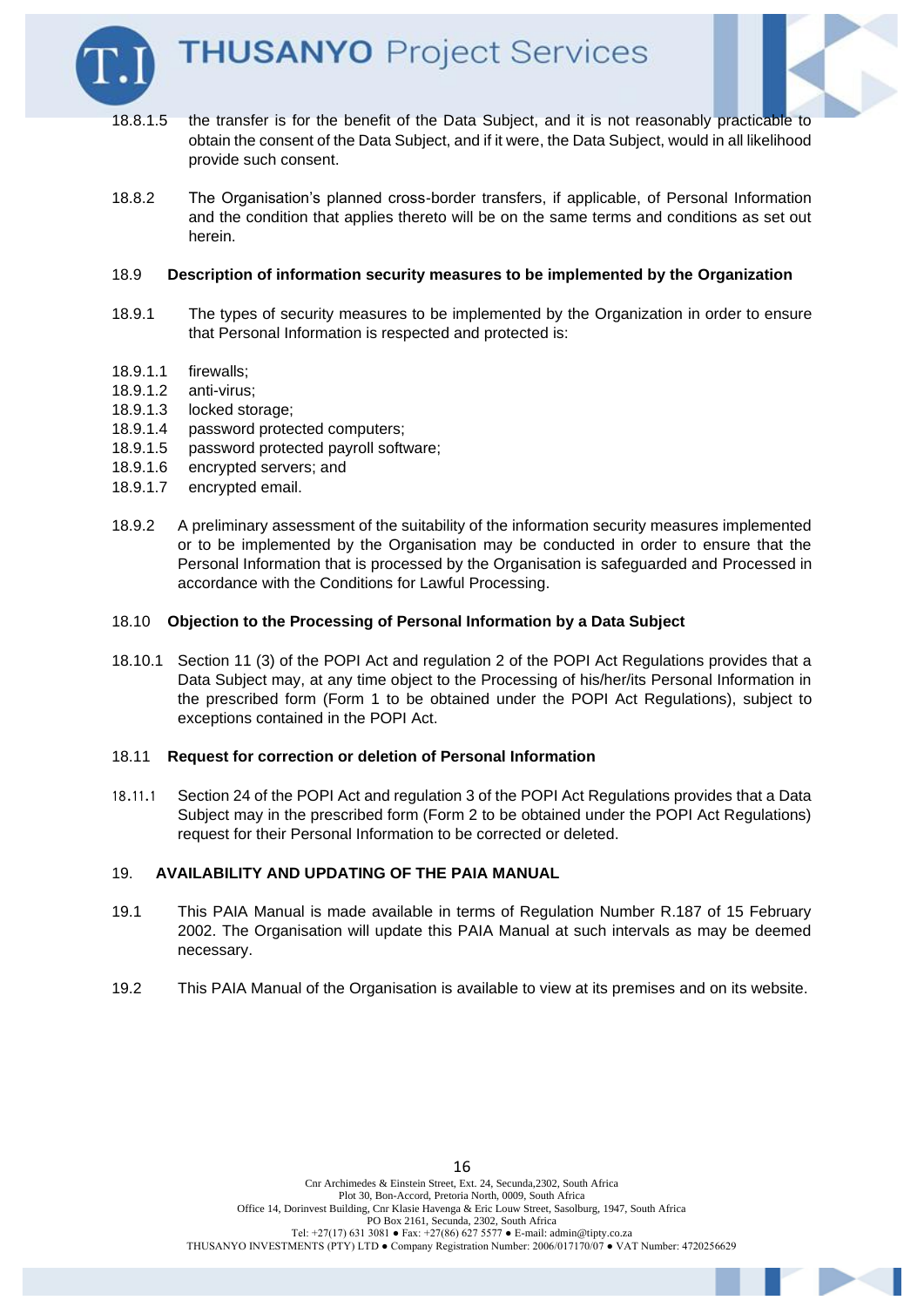18.8.1.5 the transfer is for the benefit of the Data Subject, and it is not reasonably practicable to obtain the consent of the Data Subject, and if it were, the Data Subject, would in all likelihood provide such consent.

18.8.2 The Organisation's planned cross-border transfers, if applicable, of Personal Information and the condition that applies thereto will be on the same terms and conditions as set out herein.

18.9 **Description of information security measures to be implemented by the Organization**

18.9.1 The types of security measures to be implemented by the Organization in order to ensure that Personal Information is respected and protected is:

18.9.1.1 firewalls;
18.9.1.2 anti-virus;
18.9.1.3 locked storage;
18.9.1.4 password protected computers;
18.9.1.5 password protected payroll software;
18.9.1.6 encrypted servers; and
18.9.1.7 encrypted email.

18.9.2 A preliminary assessment of the suitability of the information security measures implemented or to be implemented by the Organisation may be conducted in order to ensure that the Personal Information that is processed by the Organisation is safeguarded and Processed in accordance with the Conditions for Lawful Processing.

18.10 **Objection to the Processing of Personal Information by a Data Subject**

18.10.1 Section 11 (3) of the POPI Act and regulation 2 of the POPI Act Regulations provides that a Data Subject may, at any time object to the Processing of his/her/its Personal Information in the prescribed form (Form 1 to be obtained under the POPI Act Regulations), subject to exceptions contained in the POPI Act.

18.11 **Request for correction or deletion of Personal Information**

18.11.1 Section 24 of the POPI Act and regulation 3 of the POPI Act Regulations provides that a Data Subject may in the prescribed form (Form 2 to be obtained under the POPI Act Regulations) request for their Personal Information to be corrected or deleted.

## 19. AVAILABILITY AND UPDATING OF THE PAIA MANUAL

19.1 This PAIA Manual is made available in terms of Regulation Number R.187 of 15 February 2002. The Organisation will update this PAIA Manual at such intervals as may be deemed necessary.

19.2 This PAIA Manual of the Organisation is available to view at its premises and on its website.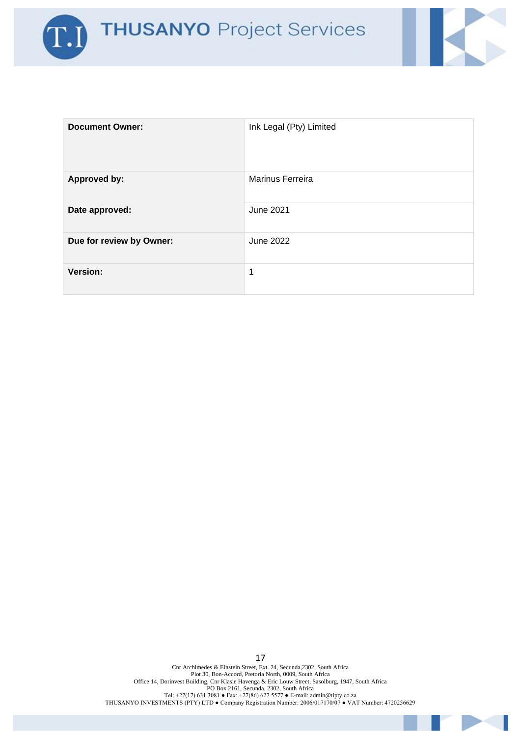| | |
|---|---|
| **Document Owner:** | Ink Legal (Pty) Limited |
| **Approved by:** | Marinus Ferreira |
| **Date approved:** | June 2021 |
| **Due for review by Owner:** | June 2022 |
| **Version:** | 1 |